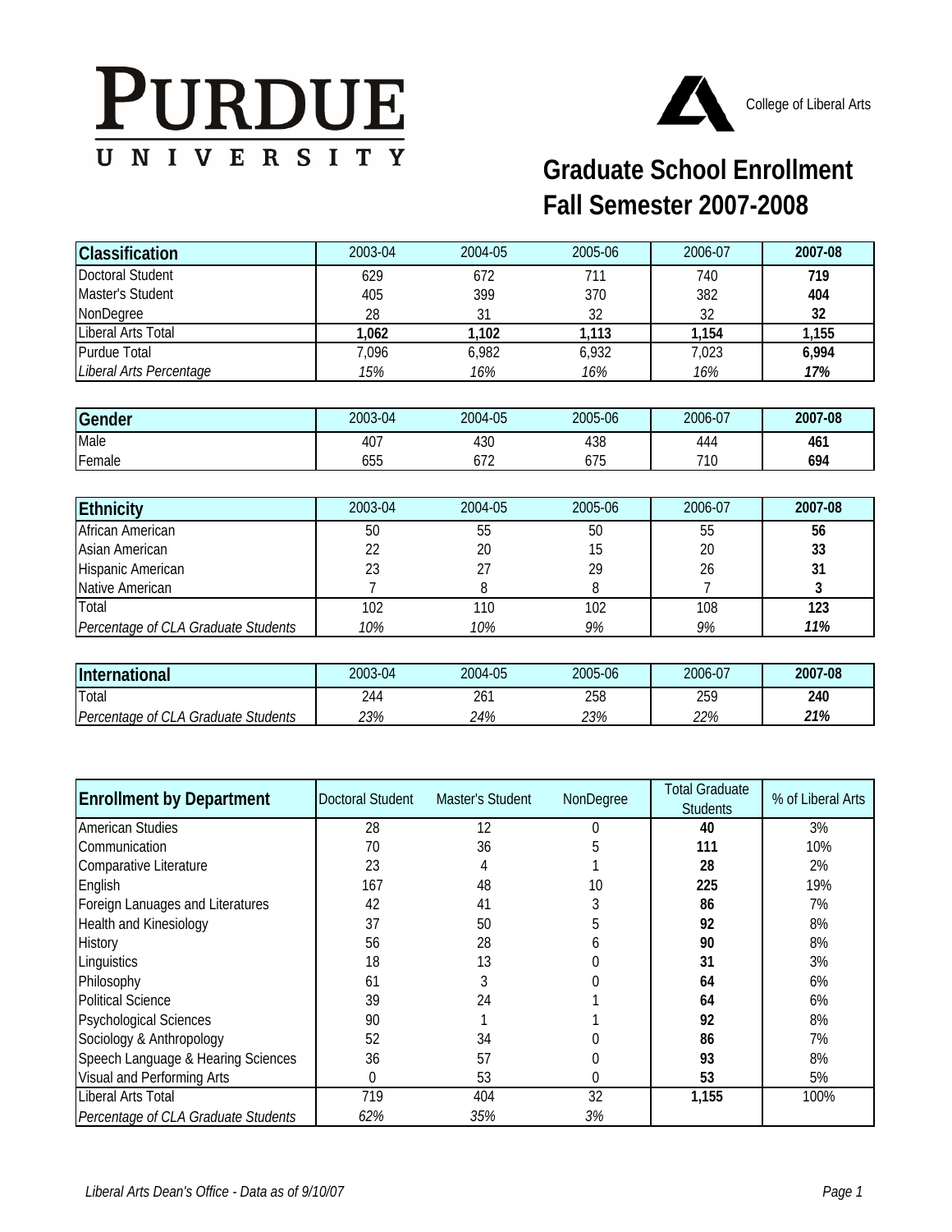PURDUE UNIVERSITY

College of Liberal Arts

# Graduate School Enrollment
# Fall Semester 2007-2008

| Classification | 2003-04 | 2004-05 | 2005-06 | 2006-07 | 2007-08 |
|---|---|---|---|---|---|
| Doctoral Student | 629 | 672 | 711 | 740 | **719** |
| Master's Student | 405 | 399 | 370 | 382 | **404** |
| NonDegree | 28 | 31 | 32 | 32 | **32** |
| Liberal Arts Total | **1,062** | **1,102** | **1,113** | **1,154** | **1,155** |
| Purdue Total | 7,096 | 6,982 | 6,932 | 7,023 | **6,994** |
| *Liberal Arts Percentage* | *15%* | *16%* | *16%* | *16%* | ***17%*** |

| Gender | 2003-04 | 2004-05 | 2005-06 | 2006-07 | 2007-08 |
|---|---|---|---|---|---|
| Male | 407 | 430 | 438 | 444 | **461** |
| Female | 655 | 672 | 675 | 710 | **694** |

| Ethnicity | 2003-04 | 2004-05 | 2005-06 | 2006-07 | 2007-08 |
|---|---|---|---|---|---|
| African American | 50 | 55 | 50 | 55 | **56** |
| Asian American | 22 | 20 | 15 | 20 | **33** |
| Hispanic American | 23 | 27 | 29 | 26 | **31** |
| Native American | 7 | 8 | 8 | 7 | **3** |
| Total | 102 | 110 | 102 | 108 | **123** |
| *Percentage of CLA Graduate Students* | *10%* | *10%* | *9%* | *9%* | ***11%*** |

| International | 2003-04 | 2004-05 | 2005-06 | 2006-07 | 2007-08 |
|---|---|---|---|---|---|
| Total | 244 | 261 | 258 | 259 | **240** |
| *Percentage of CLA Graduate Students* | *23%* | *24%* | *23%* | *22%* | ***21%*** |

| Enrollment by Department | Doctoral Student | Master's Student | NonDegree | Total Graduate Students | % of Liberal Arts |
|---|---|---|---|---|---|
| American Studies | 28 | 12 | 0 | **40** | 3% |
| Communication | 70 | 36 | 5 | **111** | 10% |
| Comparative Literature | 23 | 4 | 1 | **28** | 2% |
| English | 167 | 48 | 10 | **225** | 19% |
| Foreign Lanuages and Literatures | 42 | 41 | 3 | **86** | 7% |
| Health and Kinesiology | 37 | 50 | 5 | **92** | 8% |
| History | 56 | 28 | 6 | **90** | 8% |
| Linguistics | 18 | 13 | 0 | **31** | 3% |
| Philosophy | 61 | 3 | 0 | **64** | 6% |
| Political Science | 39 | 24 | 1 | **64** | 6% |
| Psychological Sciences | 90 | 1 | 1 | **92** | 8% |
| Sociology & Anthropology | 52 | 34 | 0 | **86** | 7% |
| Speech Language & Hearing Sciences | 36 | 57 | 0 | **93** | 8% |
| Visual and Performing Arts | 0 | 53 | 0 | **53** | 5% |
| Liberal Arts Total | 719 | 404 | 32 | **1,155** | 100% |
| *Percentage of CLA Graduate Students* | *62%* | *35%* | *3%* | | |

*Liberal Arts Dean's Office - Data as of 9/10/07*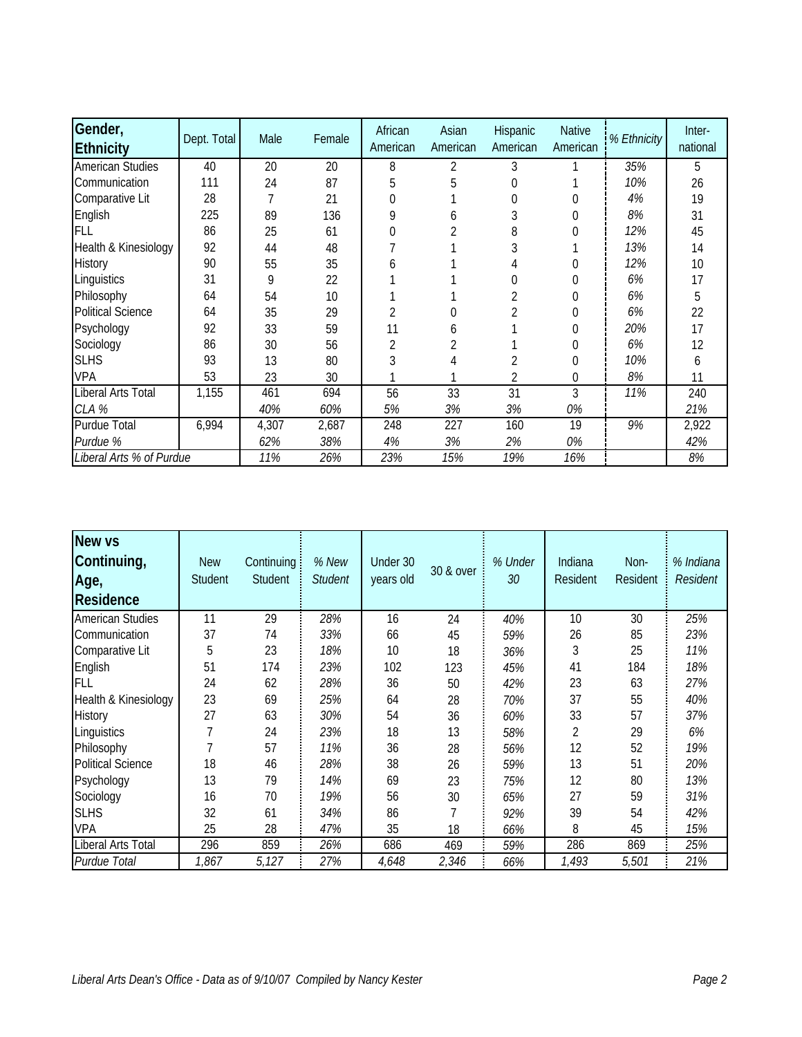| Gender, Ethnicity | Dept. Total | Male | Female | African American | Asian American | Hispanic American | Native American | % Ethnicity | Inter-national |
|---|---|---|---|---|---|---|---|---|---|
| American Studies | 40 | 20 | 20 | 8 | 2 | 3 | 1 | *35%* | 5 |
| Communication | 111 | 24 | 87 | 5 | 5 | 0 | 1 | *10%* | 26 |
| Comparative Lit | 28 | 7 | 21 | 0 | 1 | 0 | 0 | *4%* | 19 |
| English | 225 | 89 | 136 | 9 | 6 | 3 | 0 | *8%* | 31 |
| FLL | 86 | 25 | 61 | 0 | 2 | 8 | 0 | *12%* | 45 |
| Health & Kinesiology | 92 | 44 | 48 | 7 | 1 | 3 | 1 | *13%* | 14 |
| History | 90 | 55 | 35 | 6 | 1 | 4 | 0 | *12%* | 10 |
| Linguistics | 31 | 9 | 22 | 1 | 1 | 0 | 0 | *6%* | 17 |
| Philosophy | 64 | 54 | 10 | 1 | 1 | 2 | 0 | *6%* | 5 |
| Political Science | 64 | 35 | 29 | 2 | 0 | 2 | 0 | *6%* | 22 |
| Psychology | 92 | 33 | 59 | 11 | 6 | 1 | 0 | *20%* | 17 |
| Sociology | 86 | 30 | 56 | 2 | 2 | 1 | 0 | *6%* | 12 |
| SLHS | 93 | 13 | 80 | 3 | 4 | 2 | 0 | *10%* | 6 |
| VPA | 53 | 23 | 30 | 1 | 1 | 2 | 0 | *8%* | 11 |
| Liberal Arts Total | 1,155 | 461 | 694 | 56 | 33 | 31 | 3 | *11%* | 240 |
| *CLA %* | | *40%* | *60%* | *5%* | *3%* | *3%* | *0%* | | *21%* |
| Purdue Total | 6,994 | 4,307 | 2,687 | 248 | 227 | 160 | 19 | *9%* | 2,922 |
| *Purdue %* | | *62%* | *38%* | *4%* | *3%* | *2%* | *0%* | | *42%* |
| *Liberal Arts % of Purdue* | | *11%* | *26%* | *23%* | *15%* | *19%* | *16%* | | *8%* |

| New vs Continuing, Age, Residence | New Student | Continuing Student | *% New Student* | Under 30 years old | 30 & over | *% Under 30* | Indiana Resident | Non-Resident | *% Indiana Resident* |
|---|---|---|---|---|---|---|---|---|---|
| American Studies | 11 | 29 | *28%* | 16 | 24 | *40%* | 10 | 30 | *25%* |
| Communication | 37 | 74 | *33%* | 66 | 45 | *59%* | 26 | 85 | *23%* |
| Comparative Lit | 5 | 23 | *18%* | 10 | 18 | *36%* | 3 | 25 | *11%* |
| English | 51 | 174 | *23%* | 102 | 123 | *45%* | 41 | 184 | *18%* |
| FLL | 24 | 62 | *28%* | 36 | 50 | *42%* | 23 | 63 | *27%* |
| Health & Kinesiology | 23 | 69 | *25%* | 64 | 28 | *70%* | 37 | 55 | *40%* |
| History | 27 | 63 | *30%* | 54 | 36 | *60%* | 33 | 57 | *37%* |
| Linguistics | 7 | 24 | *23%* | 18 | 13 | *58%* | 2 | 29 | *6%* |
| Philosophy | 7 | 57 | *11%* | 36 | 28 | *56%* | 12 | 52 | *19%* |
| Political Science | 18 | 46 | *28%* | 38 | 26 | *59%* | 13 | 51 | *20%* |
| Psychology | 13 | 79 | *14%* | 69 | 23 | *75%* | 12 | 80 | *13%* |
| Sociology | 16 | 70 | *19%* | 56 | 30 | *65%* | 27 | 59 | *31%* |
| SLHS | 32 | 61 | *34%* | 86 | 7 | *92%* | 39 | 54 | *42%* |
| VPA | 25 | 28 | *47%* | 35 | 18 | *66%* | 8 | 45 | *15%* |
| Liberal Arts Total | 296 | 859 | *26%* | 686 | 469 | *59%* | 286 | 869 | *25%* |
| *Purdue Total* | *1,867* | *5,127* | *27%* | *4,648* | *2,346* | *66%* | *1,493* | *5,501* | *21%* |

*Liberal Arts Dean's Office - Data as of 9/10/07 Compiled by Nancy Kester*